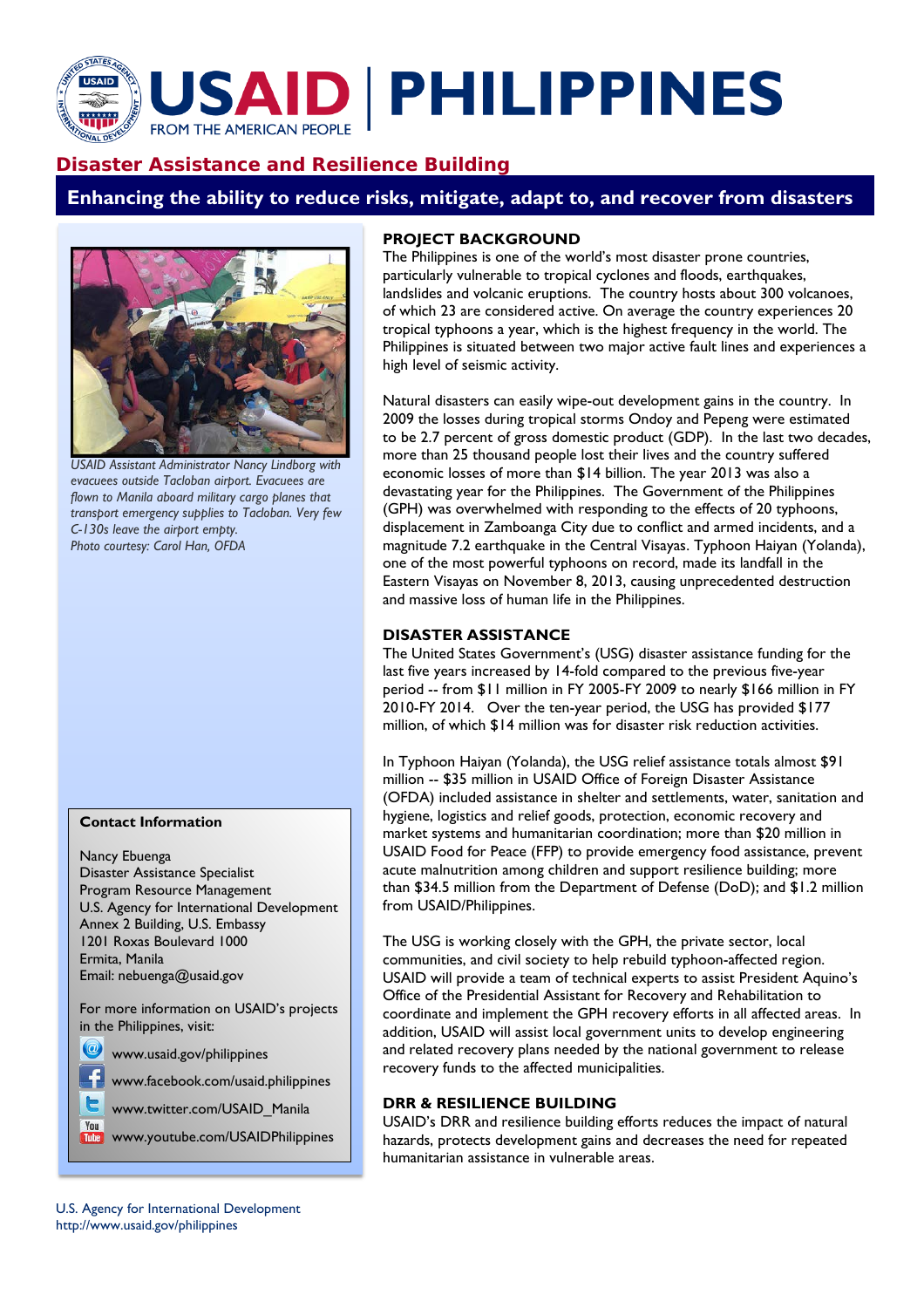# USAID | PHILIPPINES

FROM THE AMERICAN PEOPLE

## Disaster Assistance and Resilience Building

**Enhancing the ability to reduce risks, mitigate, adapt to, and recover from disasters**

*USAID Assistant Administrator Nancy Lindborg with evacuees outside Tacloban airport. Evacuees are flown to Manila aboard military cargo planes that transport emergency supplies to Tacloban. Very few C-130s leave the airport empty.*
*Photo courtesy: Carol Han, OFDA*

### PROJECT BACKGROUND

The Philippines is one of the world's most disaster prone countries, particularly vulnerable to tropical cyclones and floods, earthquakes, landslides and volcanic eruptions. The country hosts about 300 volcanoes, of which 23 are considered active. On average the country experiences 20 tropical typhoons a year, which is the highest frequency in the world. The Philippines is situated between two major active fault lines and experiences a high level of seismic activity.

Natural disasters can easily wipe-out development gains in the country. In 2009 the losses during tropical storms Ondoy and Pepeng were estimated to be 2.7 percent of gross domestic product (GDP). In the last two decades, more than 25 thousand people lost their lives and the country suffered economic losses of more than $14 billion. The year 2013 was also a devastating year for the Philippines. The Government of the Philippines (GPH) was overwhelmed with responding to the effects of 20 typhoons, displacement in Zamboanga City due to conflict and armed incidents, and a magnitude 7.2 earthquake in the Central Visayas. Typhoon Haiyan (Yolanda), one of the most powerful typhoons on record, made its landfall in the Eastern Visayas on November 8, 2013, causing unprecedented destruction and massive loss of human life in the Philippines.

### DISASTER ASSISTANCE

The United States Government's (USG) disaster assistance funding for the last five years increased by 14-fold compared to the previous five-year period -- from $11 million in FY 2005-FY 2009 to nearly $166 million in FY 2010-FY 2014. Over the ten-year period, the USG has provided $177 million, of which $14 million was for disaster risk reduction activities.

In Typhoon Haiyan (Yolanda), the USG relief assistance totals almost $91 million -- $35 million in USAID Office of Foreign Disaster Assistance (OFDA) included assistance in shelter and settlements, water, sanitation and hygiene, logistics and relief goods, protection, economic recovery and market systems and humanitarian coordination; more than $20 million in USAID Food for Peace (FFP) to provide emergency food assistance, prevent acute malnutrition among children and support resilience building; more than $34.5 million from the Department of Defense (DoD); and $1.2 million from USAID/Philippines.

The USG is working closely with the GPH, the private sector, local communities, and civil society to help rebuild typhoon-affected region. USAID will provide a team of technical experts to assist President Aquino's Office of the Presidential Assistant for Recovery and Rehabilitation to coordinate and implement the GPH recovery efforts in all affected areas. In addition, USAID will assist local government units to develop engineering and related recovery plans needed by the national government to release recovery funds to the affected municipalities.

### DRR & RESILIENCE BUILDING

USAID's DRR and resilience building efforts reduces the impact of natural hazards, protects development gains and decreases the need for repeated humanitarian assistance in vulnerable areas.

**Contact Information**

Nancy Ebuenga
Disaster Assistance Specialist
Program Resource Management
U.S. Agency for International Development
Annex 2 Building, U.S. Embassy
1201 Roxas Boulevard 1000
Ermita, Manila
Email: nebuenga@usaid.gov

For more information on USAID's projects in the Philippines, visit:

- www.usaid.gov/philippines
- www.facebook.com/usaid.philippines
- www.twitter.com/USAID_Manila
- www.youtube.com/USAIDPhilippines

U.S. Agency for International Development
http://www.usaid.gov/philippines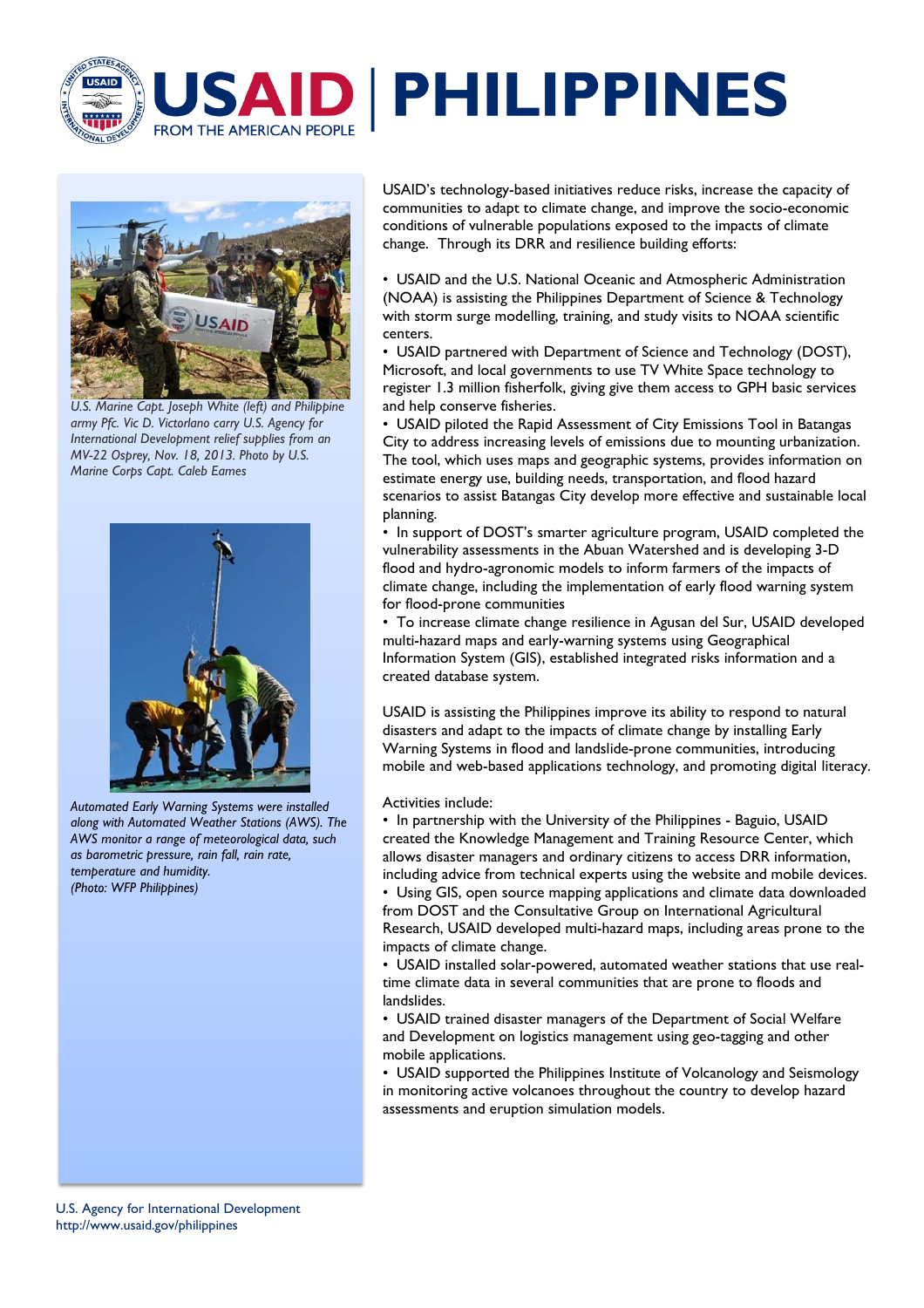# USAID | PHILIPPINES

FROM THE AMERICAN PEOPLE

*U.S. Marine Capt. Joseph White (left) and Philippine army Pfc. Vic D. Victorlano carry U.S. Agency for International Development relief supplies from an MV-22 Osprey, Nov. 18, 2013. Photo by U.S. Marine Corps Capt. Caleb Eames*

*Automated Early Warning Systems were installed along with Automated Weather Stations (AWS). The AWS monitor a range of meteorological data, such as barometric pressure, rain fall, rain rate, temperature and humidity.*
*(Photo: WFP Philippines)*

USAID's technology-based initiatives reduce risks, increase the capacity of communities to adapt to climate change, and improve the socio-economic conditions of vulnerable populations exposed to the impacts of climate change. Through its DRR and resilience building efforts:

- USAID and the U.S. National Oceanic and Atmospheric Administration (NOAA) is assisting the Philippines Department of Science & Technology with storm surge modelling, training, and study visits to NOAA scientific centers.
- USAID partnered with Department of Science and Technology (DOST), Microsoft, and local governments to use TV White Space technology to register 1.3 million fisherfolk, giving give them access to GPH basic services and help conserve fisheries.
- USAID piloted the Rapid Assessment of City Emissions Tool in Batangas City to address increasing levels of emissions due to mounting urbanization. The tool, which uses maps and geographic systems, provides information on estimate energy use, building needs, transportation, and flood hazard scenarios to assist Batangas City develop more effective and sustainable local planning.
- In support of DOST's smarter agriculture program, USAID completed the vulnerability assessments in the Abuan Watershed and is developing 3-D flood and hydro-agronomic models to inform farmers of the impacts of climate change, including the implementation of early flood warning system for flood-prone communities
- To increase climate change resilience in Agusan del Sur, USAID developed multi-hazard maps and early-warning systems using Geographical Information System (GIS), established integrated risks information and a created database system.

USAID is assisting the Philippines improve its ability to respond to natural disasters and adapt to the impacts of climate change by installing Early Warning Systems in flood and landslide-prone communities, introducing mobile and web-based applications technology, and promoting digital literacy.

Activities include:

- In partnership with the University of the Philippines - Baguio, USAID created the Knowledge Management and Training Resource Center, which allows disaster managers and ordinary citizens to access DRR information, including advice from technical experts using the website and mobile devices.
- Using GIS, open source mapping applications and climate data downloaded from DOST and the Consultative Group on International Agricultural Research, USAID developed multi-hazard maps, including areas prone to the impacts of climate change.
- USAID installed solar-powered, automated weather stations that use real-time climate data in several communities that are prone to floods and landslides.
- USAID trained disaster managers of the Department of Social Welfare and Development on logistics management using geo-tagging and other mobile applications.
- USAID supported the Philippines Institute of Volcanology and Seismology in monitoring active volcanoes throughout the country to develop hazard assessments and eruption simulation models.

U.S. Agency for International Development
http://www.usaid.gov/philippines